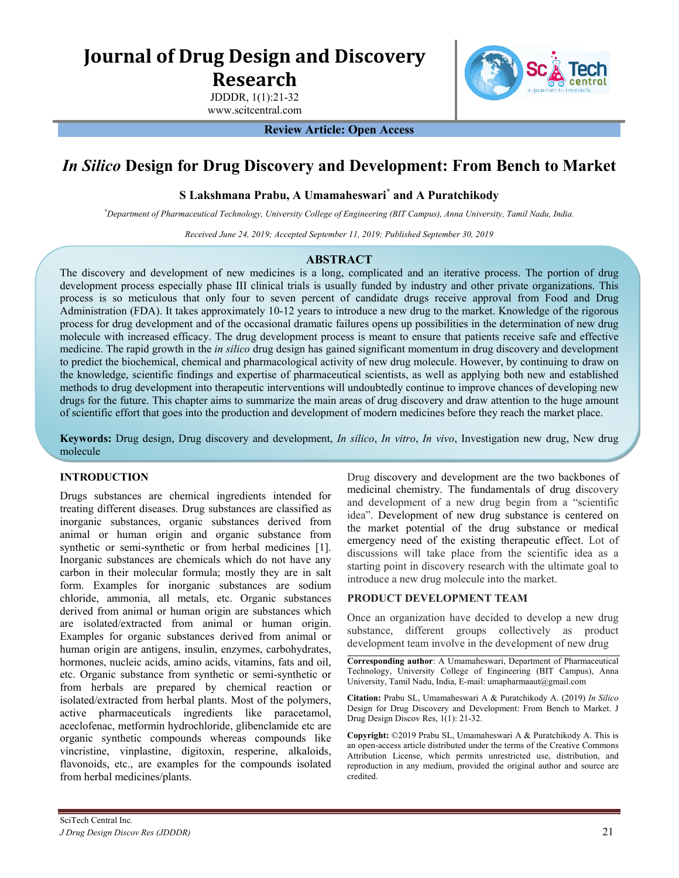# Journal of Drug Design and Discovery Research

JDDDR, 1(1):21-32
www.scitcentral.com

**Review Article: Open Access**

# *In Silico* Design for Drug Discovery and Development: From Bench to Market

**S Lakshmana Prabu, A Umamaheswari[*] and A Puratchikody**

[*]*Department of Pharmaceutical Technology, University College of Engineering (BIT Campus), Anna University, Tamil Nadu, India.*

*Received June 24, 2019; Accepted September 11, 2019; Published September 30, 2019*

## ABSTRACT

The discovery and development of new medicines is a long, complicated and an iterative process. The portion of drug development process especially phase III clinical trials is usually funded by industry and other private organizations. This process is so meticulous that only four to seven percent of candidate drugs receive approval from Food and Drug Administration (FDA). It takes approximately 10-12 years to introduce a new drug to the market. Knowledge of the rigorous process for drug development and of the occasional dramatic failures opens up possibilities in the determination of new drug molecule with increased efficacy. The drug development process is meant to ensure that patients receive safe and effective medicine. The rapid growth in the *in silico* drug design has gained significant momentum in drug discovery and development to predict the biochemical, chemical and pharmacological activity of new drug molecule. However, by continuing to draw on the knowledge, scientific findings and expertise of pharmaceutical scientists, as well as applying both new and established methods to drug development into therapeutic interventions will undoubtedly continue to improve chances of developing new drugs for the future. This chapter aims to summarize the main areas of drug discovery and draw attention to the huge amount of scientific effort that goes into the production and development of modern medicines before they reach the market place.

**Keywords:** Drug design, Drug discovery and development, *In silico*, *In vitro*, *In vivo*, Investigation new drug, New drug molecule

## INTRODUCTION

Drugs substances are chemical ingredients intended for treating different diseases. Drug substances are classified as inorganic substances, organic substances derived from animal or human origin and organic substance from synthetic or semi-synthetic or from herbal medicines [1]. Inorganic substances are chemicals which do not have any carbon in their molecular formula; mostly they are in salt form. Examples for inorganic substances are sodium chloride, ammonia, all metals, etc. Organic substances derived from animal or human origin are substances which are isolated/extracted from animal or human origin. Examples for organic substances derived from animal or human origin are antigens, insulin, enzymes, carbohydrates, hormones, nucleic acids, amino acids, vitamins, fats and oil, etc. Organic substance from synthetic or semi-synthetic or from herbals are prepared by chemical reaction or isolated/extracted from herbal plants. Most of the polymers, active pharmaceuticals ingredients like paracetamol, aceclofenac, metformin hydrochloride, glibenclamide etc are organic synthetic compounds whereas compounds like vincristine, vinplastine, digitoxin, resperine, alkaloids, flavonoids, etc., are examples for the compounds isolated from herbal medicines/plants.

Drug discovery and development are the two backbones of medicinal chemistry. The fundamentals of drug discovery and development of a new drug begin from a "scientific idea". Development of new drug substance is centered on the market potential of the drug substance or medical emergency need of the existing therapeutic effect. Lot of discussions will take place from the scientific idea as a starting point in discovery research with the ultimate goal to introduce a new drug molecule into the market.

## PRODUCT DEVELOPMENT TEAM

Once an organization have decided to develop a new drug substance, different groups collectively as product development team involve in the development of new drug

**Corresponding author**: A Umamaheswari, Department of Pharmaceutical Technology, University College of Engineering (BIT Campus), Anna University, Tamil Nadu, India, E-mail: umapharmaaut@gmail.com

**Citation:** Prabu SL, Umamaheswari A & Puratchikody A. (2019) *In Silico* Design for Drug Discovery and Development: From Bench to Market. J Drug Design Discov Res, 1(1): 21-32.

**Copyright:** ©2019 Prabu SL, Umamaheswari A & Puratchikody A. This is an open-access article distributed under the terms of the Creative Commons Attribution License, which permits unrestricted use, distribution, and reproduction in any medium, provided the original author and source are credited.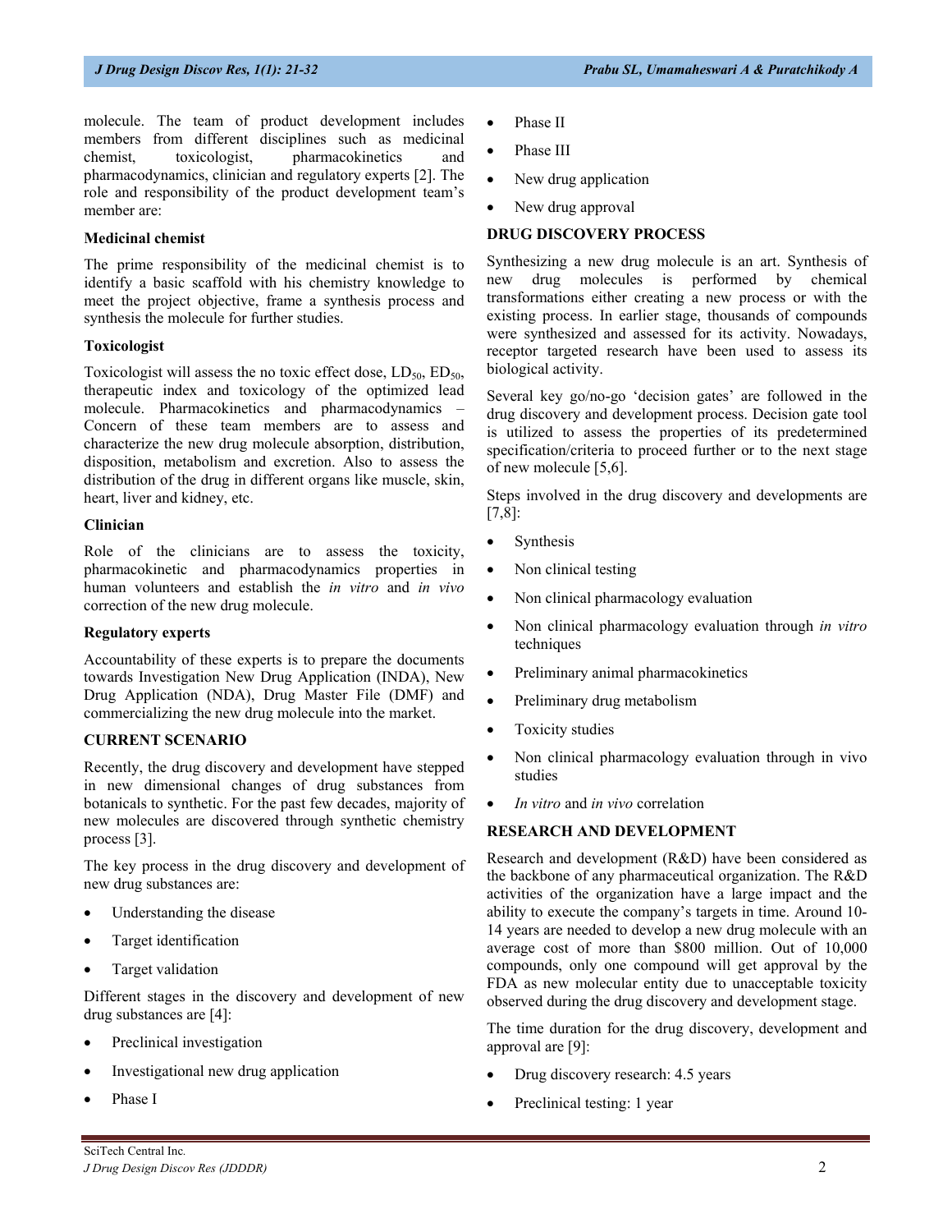molecule. The team of product development includes members from different disciplines such as medicinal chemist, toxicologist, pharmacokinetics and pharmacodynamics, clinician and regulatory experts [2]. The role and responsibility of the product development team's member are:

**Medicinal chemist**

The prime responsibility of the medicinal chemist is to identify a basic scaffold with his chemistry knowledge to meet the project objective, frame a synthesis process and synthesis the molecule for further studies.

**Toxicologist**

Toxicologist will assess the no toxic effect dose, $LD_{50}$, $ED_{50}$, therapeutic index and toxicology of the optimized lead molecule. Pharmacokinetics and pharmacodynamics – Concern of these team members are to assess and characterize the new drug molecule absorption, distribution, disposition, metabolism and excretion. Also to assess the distribution of the drug in different organs like muscle, skin, heart, liver and kidney, etc.

**Clinician**

Role of the clinicians are to assess the toxicity, pharmacokinetic and pharmacodynamics properties in human volunteers and establish the *in vitro* and *in vivo* correction of the new drug molecule.

**Regulatory experts**

Accountability of these experts is to prepare the documents towards Investigation New Drug Application (INDA), New Drug Application (NDA), Drug Master File (DMF) and commercializing the new drug molecule into the market.

## CURRENT SCENARIO

Recently, the drug discovery and development have stepped in new dimensional changes of drug substances from botanicals to synthetic. For the past few decades, majority of new molecules are discovered through synthetic chemistry process [3].

The key process in the drug discovery and development of new drug substances are:

- Understanding the disease
- Target identification
- Target validation

Different stages in the discovery and development of new drug substances are [4]:

- Preclinical investigation
- Investigational new drug application
- Phase I
- Phase II
- Phase III
- New drug application
- New drug approval

## DRUG DISCOVERY PROCESS

Synthesizing a new drug molecule is an art. Synthesis of new drug molecules is performed by chemical transformations either creating a new process or with the existing process. In earlier stage, thousands of compounds were synthesized and assessed for its activity. Nowadays, receptor targeted research have been used to assess its biological activity.

Several key go/no-go 'decision gates' are followed in the drug discovery and development process. Decision gate tool is utilized to assess the properties of its predetermined specification/criteria to proceed further or to the next stage of new molecule [5,6].

Steps involved in the drug discovery and developments are [7,8]:

- Synthesis
- Non clinical testing
- Non clinical pharmacology evaluation
- Non clinical pharmacology evaluation through *in vitro* techniques
- Preliminary animal pharmacokinetics
- Preliminary drug metabolism
- Toxicity studies
- Non clinical pharmacology evaluation through in vivo studies
- *In vitro* and *in vivo* correlation

## RESEARCH AND DEVELOPMENT

Research and development (R&D) have been considered as the backbone of any pharmaceutical organization. The R&D activities of the organization have a large impact and the ability to execute the company's targets in time. Around 10-14 years are needed to develop a new drug molecule with an average cost of more than $800 million. Out of 10,000 compounds, only one compound will get approval by the FDA as new molecular entity due to unacceptable toxicity observed during the drug discovery and development stage.

The time duration for the drug discovery, development and approval are [9]:

- Drug discovery research: 4.5 years
- Preclinical testing: 1 year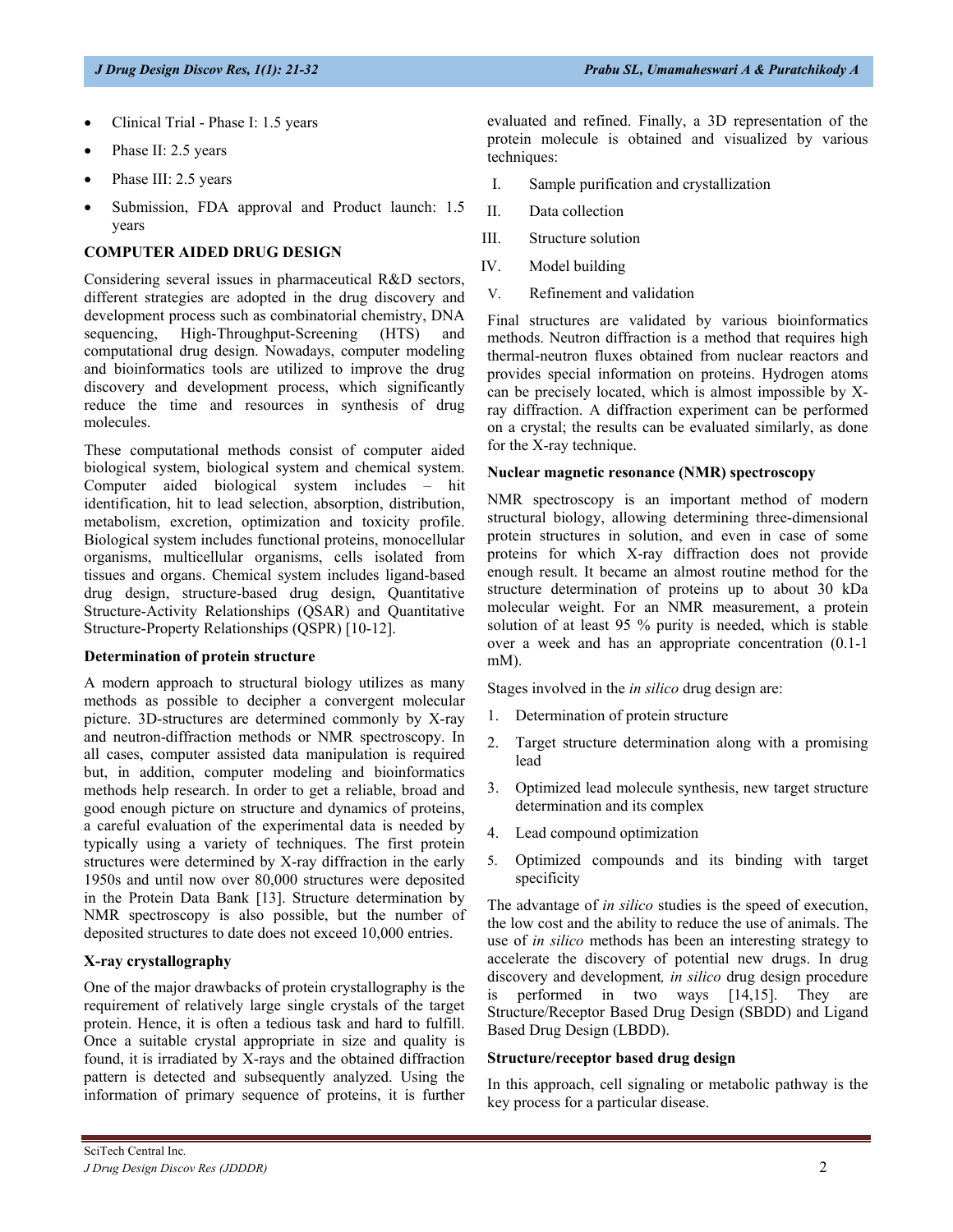- Clinical Trial - Phase I: 1.5 years
- Phase II: 2.5 years
- Phase III: 2.5 years
- Submission, FDA approval and Product launch: 1.5 years

## COMPUTER AIDED DRUG DESIGN

Considering several issues in pharmaceutical R&D sectors, different strategies are adopted in the drug discovery and development process such as combinatorial chemistry, DNA sequencing, High-Throughput-Screening (HTS) and computational drug design. Nowadays, computer modeling and bioinformatics tools are utilized to improve the drug discovery and development process, which significantly reduce the time and resources in synthesis of drug molecules.

These computational methods consist of computer aided biological system, biological system and chemical system. Computer aided biological system includes – hit identification, hit to lead selection, absorption, distribution, metabolism, excretion, optimization and toxicity profile. Biological system includes functional proteins, monocellular organisms, multicellular organisms, cells isolated from tissues and organs. Chemical system includes ligand-based drug design, structure-based drug design, Quantitative Structure-Activity Relationships (QSAR) and Quantitative Structure-Property Relationships (QSPR) [10-12].

### Determination of protein structure

A modern approach to structural biology utilizes as many methods as possible to decipher a convergent molecular picture. 3D-structures are determined commonly by X-ray and neutron-diffraction methods or NMR spectroscopy. In all cases, computer assisted data manipulation is required but, in addition, computer modeling and bioinformatics methods help research. In order to get a reliable, broad and good enough picture on structure and dynamics of proteins, a careful evaluation of the experimental data is needed by typically using a variety of techniques. The first protein structures were determined by X-ray diffraction in the early 1950s and until now over 80,000 structures were deposited in the Protein Data Bank [13]. Structure determination by NMR spectroscopy is also possible, but the number of deposited structures to date does not exceed 10,000 entries.

### X-ray crystallography

One of the major drawbacks of protein crystallography is the requirement of relatively large single crystals of the target protein. Hence, it is often a tedious task and hard to fulfill. Once a suitable crystal appropriate in size and quality is found, it is irradiated by X-rays and the obtained diffraction pattern is detected and subsequently analyzed. Using the information of primary sequence of proteins, it is further evaluated and refined. Finally, a 3D representation of the protein molecule is obtained and visualized by various techniques:

I. Sample purification and crystallization
II. Data collection
III. Structure solution
IV. Model building
V. Refinement and validation

Final structures are validated by various bioinformatics methods. Neutron diffraction is a method that requires high thermal-neutron fluxes obtained from nuclear reactors and provides special information on proteins. Hydrogen atoms can be precisely located, which is almost impossible by X-ray diffraction. A diffraction experiment can be performed on a crystal; the results can be evaluated similarly, as done for the X-ray technique.

### Nuclear magnetic resonance (NMR) spectroscopy

NMR spectroscopy is an important method of modern structural biology, allowing determining three-dimensional protein structures in solution, and even in case of some proteins for which X-ray diffraction does not provide enough result. It became an almost routine method for the structure determination of proteins up to about 30 kDa molecular weight. For an NMR measurement, a protein solution of at least 95 % purity is needed, which is stable over a week and has an appropriate concentration (0.1-1 mM).

Stages involved in the *in silico* drug design are:

1. Determination of protein structure
2. Target structure determination along with a promising lead
3. Optimized lead molecule synthesis, new target structure determination and its complex
4. Lead compound optimization
5. Optimized compounds and its binding with target specificity

The advantage of *in silico* studies is the speed of execution, the low cost and the ability to reduce the use of animals. The use of *in silico* methods has been an interesting strategy to accelerate the discovery of potential new drugs. In drug discovery and development, *in silico* drug design procedure is performed in two ways [14,15]. They are Structure/Receptor Based Drug Design (SBDD) and Ligand Based Drug Design (LBDD).

### Structure/receptor based drug design

In this approach, cell signaling or metabolic pathway is the key process for a particular disease.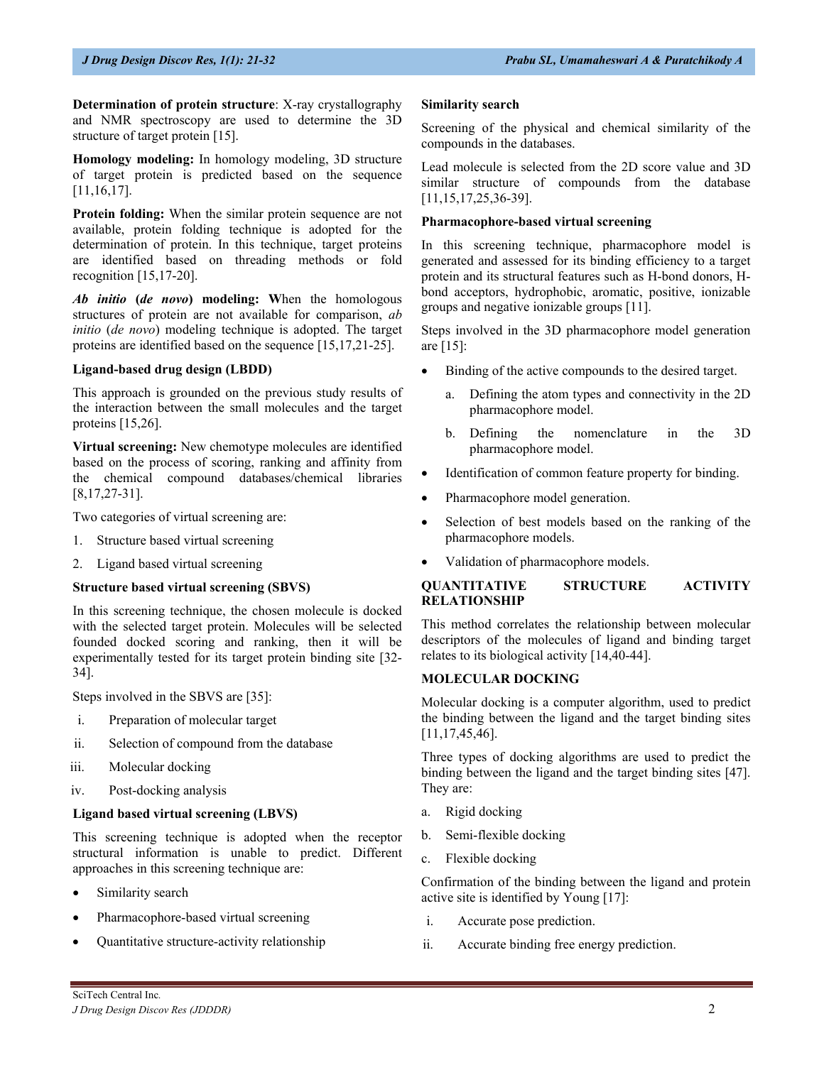**Determination of protein structure**: X-ray crystallography and NMR spectroscopy are used to determine the 3D structure of target protein [15].

**Homology modeling:** In homology modeling, 3D structure of target protein is predicted based on the sequence [11,16,17].

**Protein folding:** When the similar protein sequence are not available, protein folding technique is adopted for the determination of protein. In this technique, target proteins are identified based on threading methods or fold recognition [15,17-20].

***Ab initio* (*de novo*) modeling:** **W**hen the homologous structures of protein are not available for comparison, *ab initio* (*de novo*) modeling technique is adopted. The target proteins are identified based on the sequence [15,17,21-25].

**Ligand-based drug design (LBDD)**

This approach is grounded on the previous study results of the interaction between the small molecules and the target proteins [15,26].

**Virtual screening:** New chemotype molecules are identified based on the process of scoring, ranking and affinity from the chemical compound databases/chemical libraries [8,17,27-31].

Two categories of virtual screening are:

1. Structure based virtual screening
2. Ligand based virtual screening

**Structure based virtual screening (SBVS)**

In this screening technique, the chosen molecule is docked with the selected target protein. Molecules will be selected founded docked scoring and ranking, then it will be experimentally tested for its target protein binding site [32-34].

Steps involved in the SBVS are [35]:

i. Preparation of molecular target
ii. Selection of compound from the database
iii. Molecular docking
iv. Post-docking analysis

**Ligand based virtual screening (LBVS)**

This screening technique is adopted when the receptor structural information is unable to predict. Different approaches in this screening technique are:

- Similarity search
- Pharmacophore-based virtual screening
- Quantitative structure-activity relationship

**Similarity search**

Screening of the physical and chemical similarity of the compounds in the databases.

Lead molecule is selected from the 2D score value and 3D similar structure of compounds from the database [11,15,17,25,36-39].

**Pharmacophore-based virtual screening**

In this screening technique, pharmacophore model is generated and assessed for its binding efficiency to a target protein and its structural features such as H-bond donors, H-bond acceptors, hydrophobic, aromatic, positive, ionizable groups and negative ionizable groups [11].

Steps involved in the 3D pharmacophore model generation are [15]:

- Binding of the active compounds to the desired target.
    a. Defining the atom types and connectivity in the 2D pharmacophore model.
    b. Defining the nomenclature in the 3D pharmacophore model.
- Identification of common feature property for binding.
- Pharmacophore model generation.
- Selection of best models based on the ranking of the pharmacophore models.
- Validation of pharmacophore models.

## QUANTITATIVE STRUCTURE ACTIVITY RELATIONSHIP

This method correlates the relationship between molecular descriptors of the molecules of ligand and binding target relates to its biological activity [14,40-44].

## MOLECULAR DOCKING

Molecular docking is a computer algorithm, used to predict the binding between the ligand and the target binding sites [11,17,45,46].

Three types of docking algorithms are used to predict the binding between the ligand and the target binding sites [47]. They are:

a. Rigid docking
b. Semi-flexible docking
c. Flexible docking

Confirmation of the binding between the ligand and protein active site is identified by Young [17]:

i. Accurate pose prediction.
ii. Accurate binding free energy prediction.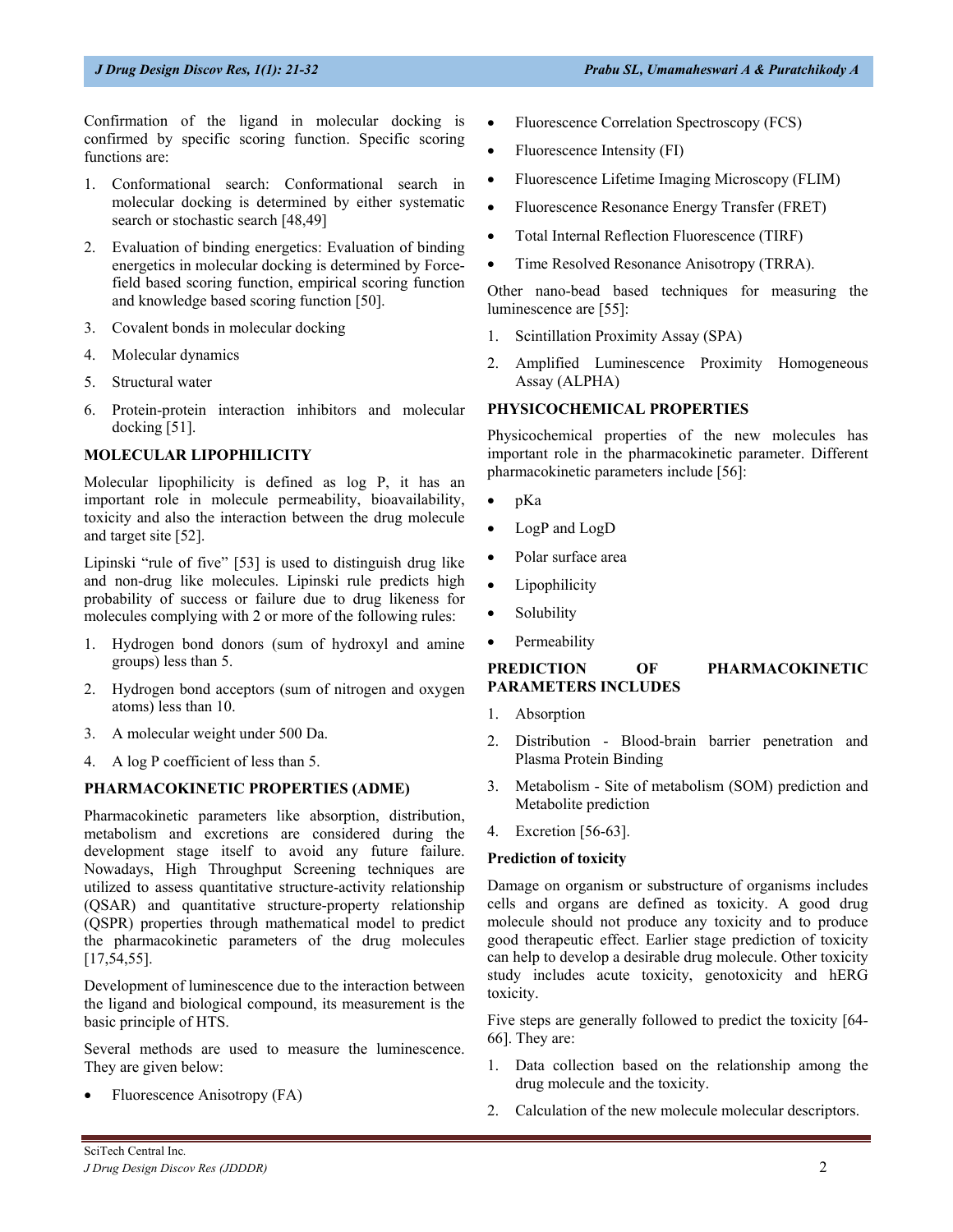Confirmation of the ligand in molecular docking is confirmed by specific scoring function. Specific scoring functions are:

1. Conformational search: Conformational search in molecular docking is determined by either systematic search or stochastic search [48,49]
2. Evaluation of binding energetics: Evaluation of binding energetics in molecular docking is determined by Force-field based scoring function, empirical scoring function and knowledge based scoring function [50].
3. Covalent bonds in molecular docking
4. Molecular dynamics
5. Structural water
6. Protein-protein interaction inhibitors and molecular docking [51].

## MOLECULAR LIPOPHILICITY

Molecular lipophilicity is defined as log P, it has an important role in molecule permeability, bioavailability, toxicity and also the interaction between the drug molecule and target site [52].

Lipinski "rule of five" [53] is used to distinguish drug like and non-drug like molecules. Lipinski rule predicts high probability of success or failure due to drug likeness for molecules complying with 2 or more of the following rules:

1. Hydrogen bond donors (sum of hydroxyl and amine groups) less than 5.
2. Hydrogen bond acceptors (sum of nitrogen and oxygen atoms) less than 10.
3. A molecular weight under 500 Da.
4. A log P coefficient of less than 5.

## PHARMACOKINETIC PROPERTIES (ADME)

Pharmacokinetic parameters like absorption, distribution, metabolism and excretions are considered during the development stage itself to avoid any future failure. Nowadays, High Throughput Screening techniques are utilized to assess quantitative structure-activity relationship (QSAR) and quantitative structure-property relationship (QSPR) properties through mathematical model to predict the pharmacokinetic parameters of the drug molecules [17,54,55].

Development of luminescence due to the interaction between the ligand and biological compound, its measurement is the basic principle of HTS.

Several methods are used to measure the luminescence. They are given below:

- Fluorescence Anisotropy (FA)
- Fluorescence Correlation Spectroscopy (FCS)
- Fluorescence Intensity (FI)
- Fluorescence Lifetime Imaging Microscopy (FLIM)
- Fluorescence Resonance Energy Transfer (FRET)
- Total Internal Reflection Fluorescence (TIRF)
- Time Resolved Resonance Anisotropy (TRRA).

Other nano-bead based techniques for measuring the luminescence are [55]:

1. Scintillation Proximity Assay (SPA)
2. Amplified Luminescence Proximity Homogeneous Assay (ALPHA)

## PHYSICOCHEMICAL PROPERTIES

Physicochemical properties of the new molecules has important role in the pharmacokinetic parameter. Different pharmacokinetic parameters include [56]:

- pKa
- LogP and LogD
- Polar surface area
- Lipophilicity
- Solubility
- Permeability

## PREDICTION OF PHARMACOKINETIC PARAMETERS INCLUDES

1. Absorption
2. Distribution - Blood-brain barrier penetration and Plasma Protein Binding
3. Metabolism - Site of metabolism (SOM) prediction and Metabolite prediction
4. Excretion [56-63].

### Prediction of toxicity

Damage on organism or substructure of organisms includes cells and organs are defined as toxicity. A good drug molecule should not produce any toxicity and to produce good therapeutic effect. Earlier stage prediction of toxicity can help to develop a desirable drug molecule. Other toxicity study includes acute toxicity, genotoxicity and hERG toxicity.

Five steps are generally followed to predict the toxicity [64-66]. They are:

1. Data collection based on the relationship among the drug molecule and the toxicity.
2. Calculation of the new molecule molecular descriptors.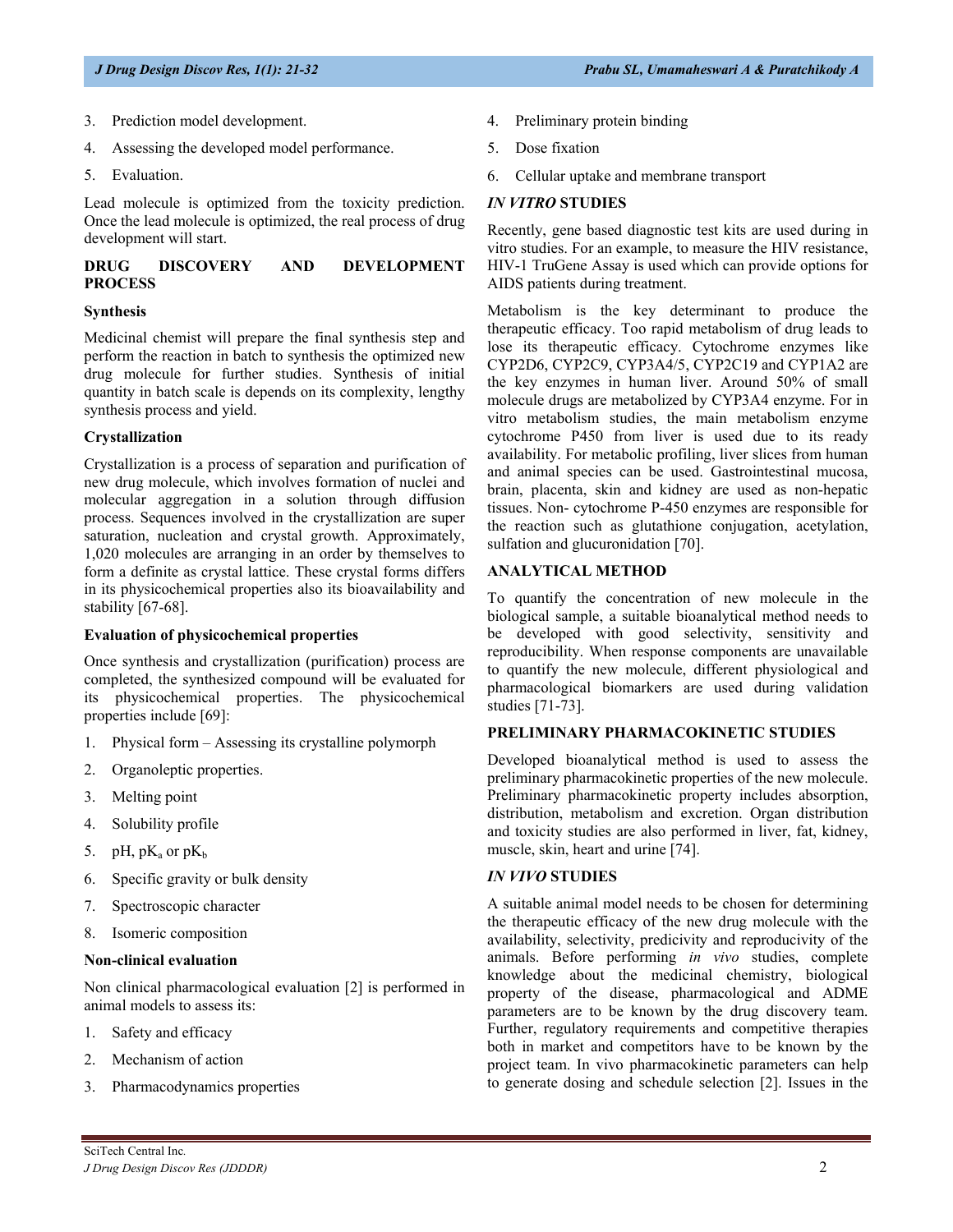3. Prediction model development.
4. Assessing the developed model performance.
5. Evaluation.

Lead molecule is optimized from the toxicity prediction. Once the lead molecule is optimized, the real process of drug development will start.

## DRUG DISCOVERY AND DEVELOPMENT PROCESS

### Synthesis

Medicinal chemist will prepare the final synthesis step and perform the reaction in batch to synthesis the optimized new drug molecule for further studies. Synthesis of initial quantity in batch scale is depends on its complexity, lengthy synthesis process and yield.

### Crystallization

Crystallization is a process of separation and purification of new drug molecule, which involves formation of nuclei and molecular aggregation in a solution through diffusion process. Sequences involved in the crystallization are super saturation, nucleation and crystal growth. Approximately, 1,020 molecules are arranging in an order by themselves to form a definite as crystal lattice. These crystal forms differs in its physicochemical properties also its bioavailability and stability [67-68].

### Evaluation of physicochemical properties

Once synthesis and crystallization (purification) process are completed, the synthesized compound will be evaluated for its physicochemical properties. The physicochemical properties include [69]:

1. Physical form – Assessing its crystalline polymorph
2. Organoleptic properties.
3. Melting point
4. Solubility profile
5. pH, $pK_a$ or $pK_b$
6. Specific gravity or bulk density
7. Spectroscopic character
8. Isomeric composition

### Non-clinical evaluation

Non clinical pharmacological evaluation [2] is performed in animal models to assess its:

1. Safety and efficacy
2. Mechanism of action
3. Pharmacodynamics properties
4. Preliminary protein binding
5. Dose fixation
6. Cellular uptake and membrane transport

## *IN VITRO* STUDIES

Recently, gene based diagnostic test kits are used during in vitro studies. For an example, to measure the HIV resistance, HIV-1 TruGene Assay is used which can provide options for AIDS patients during treatment.

Metabolism is the key determinant to produce the therapeutic efficacy. Too rapid metabolism of drug leads to lose its therapeutic efficacy. Cytochrome enzymes like CYP2D6, CYP2C9, CYP3A4/5, CYP2C19 and CYP1A2 are the key enzymes in human liver. Around 50% of small molecule drugs are metabolized by CYP3A4 enzyme. For in vitro metabolism studies, the main metabolism enzyme cytochrome P450 from liver is used due to its ready availability. For metabolic profiling, liver slices from human and animal species can be used. Gastrointestinal mucosa, brain, placenta, skin and kidney are used as non-hepatic tissues. Non- cytochrome P-450 enzymes are responsible for the reaction such as glutathione conjugation, acetylation, sulfation and glucuronidation [70].

## ANALYTICAL METHOD

To quantify the concentration of new molecule in the biological sample, a suitable bioanalytical method needs to be developed with good selectivity, sensitivity and reproducibility. When response components are unavailable to quantify the new molecule, different physiological and pharmacological biomarkers are used during validation studies [71-73].

## PRELIMINARY PHARMACOKINETIC STUDIES

Developed bioanalytical method is used to assess the preliminary pharmacokinetic properties of the new molecule. Preliminary pharmacokinetic property includes absorption, distribution, metabolism and excretion. Organ distribution and toxicity studies are also performed in liver, fat, kidney, muscle, skin, heart and urine [74].

## *IN VIVO* STUDIES

A suitable animal model needs to be chosen for determining the therapeutic efficacy of the new drug molecule with the availability, selectivity, predicivity and reproducivity of the animals. Before performing *in vivo* studies, complete knowledge about the medicinal chemistry, biological property of the disease, pharmacological and ADME parameters are to be known by the drug discovery team. Further, regulatory requirements and competitive therapies both in market and competitors have to be known by the project team. In vivo pharmacokinetic parameters can help to generate dosing and schedule selection [2]. Issues in the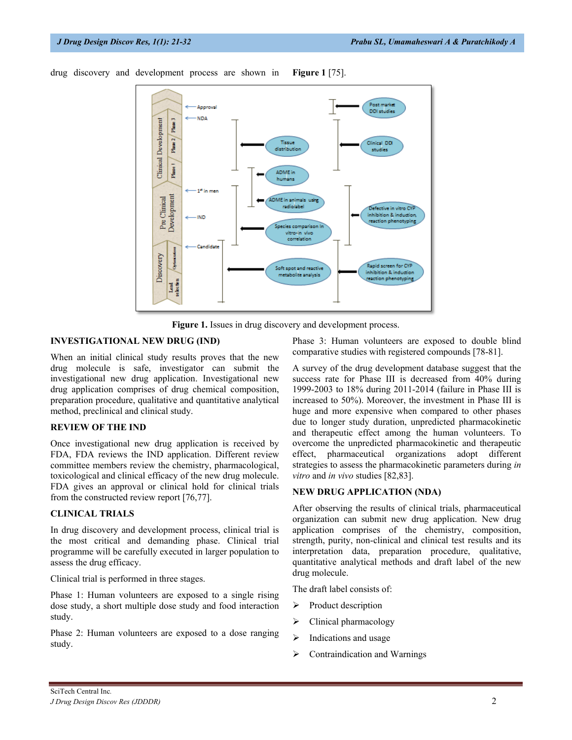drug discovery and development process are shown in **Figure 1** [75].

**Figure 1.** Issues in drug discovery and development process.

## INVESTIGATIONAL NEW DRUG (IND)

When an initial clinical study results proves that the new drug molecule is safe, investigator can submit the investigational new drug application. Investigational new drug application comprises of drug chemical composition, preparation procedure, qualitative and quantitative analytical method, preclinical and clinical study.

## REVIEW OF THE IND

Once investigational new drug application is received by FDA, FDA reviews the IND application. Different review committee members review the chemistry, pharmacological, toxicological and clinical efficacy of the new drug molecule. FDA gives an approval or clinical hold for clinical trials from the constructed review report [76,77].

## CLINICAL TRIALS

In drug discovery and development process, clinical trial is the most critical and demanding phase. Clinical trial programme will be carefully executed in larger population to assess the drug efficacy.

Clinical trial is performed in three stages.

Phase 1: Human volunteers are exposed to a single rising dose study, a short multiple dose study and food interaction study.

Phase 2: Human volunteers are exposed to a dose ranging study.

Phase 3: Human volunteers are exposed to double blind comparative studies with registered compounds [78-81].

A survey of the drug development database suggest that the success rate for Phase III is decreased from 40% during 1999-2003 to 18% during 2011-2014 (failure in Phase III is increased to 50%). Moreover, the investment in Phase III is huge and more expensive when compared to other phases due to longer study duration, unpredicted pharmacokinetic and therapeutic effect among the human volunteers. To overcome the unpredicted pharmacokinetic and therapeutic effect, pharmaceutical organizations adopt different strategies to assess the pharmacokinetic parameters during *in vitro* and *in vivo* studies [82,83].

## NEW DRUG APPLICATION (NDA)

After observing the results of clinical trials, pharmaceutical organization can submit new drug application. New drug application comprises of the chemistry, composition, strength, purity, non-clinical and clinical test results and its interpretation data, preparation procedure, qualitative, quantitative analytical methods and draft label of the new drug molecule.

The draft label consists of:

- Product description
- Clinical pharmacology
- Indications and usage
- Contraindication and Warnings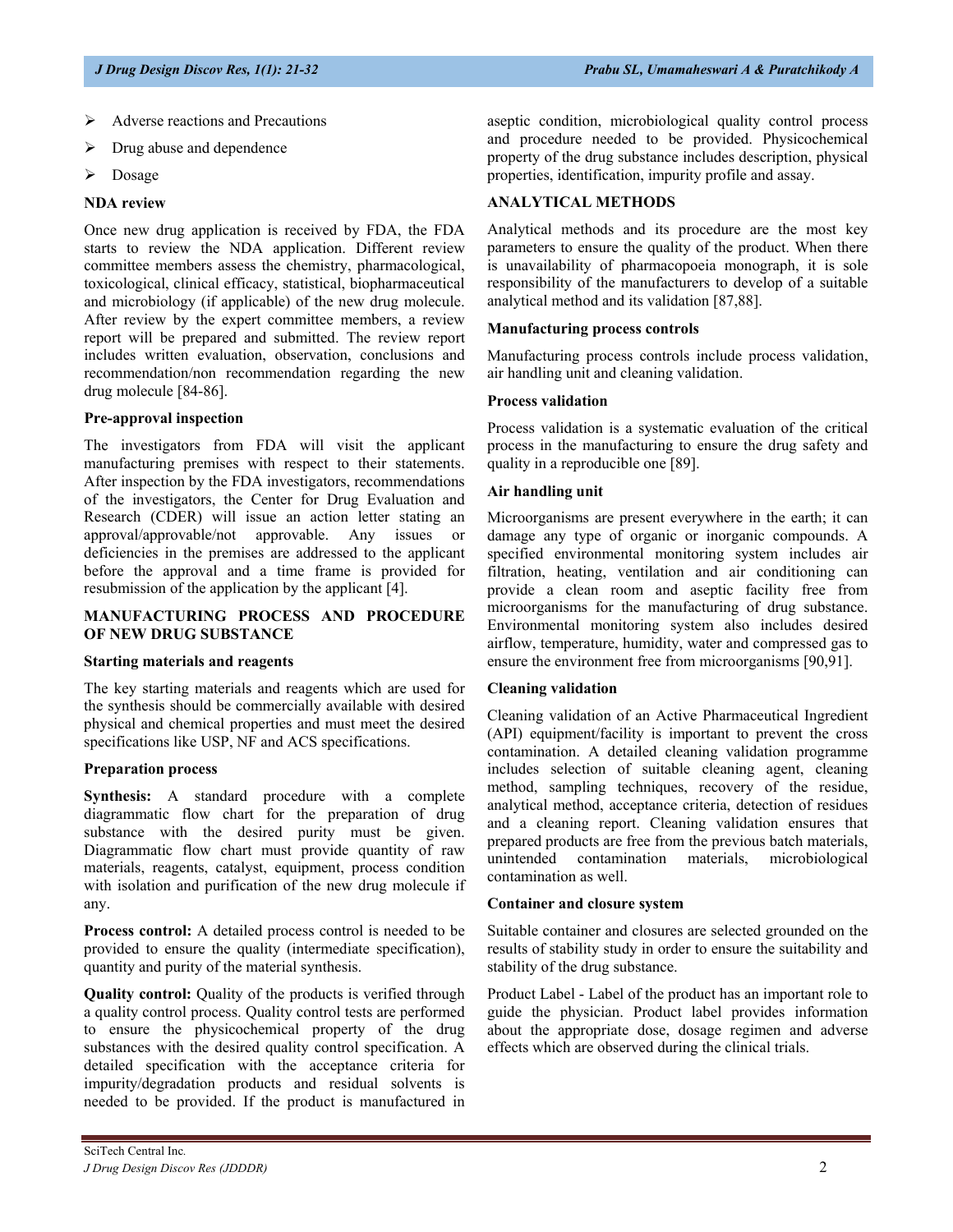- Adverse reactions and Precautions
- Drug abuse and dependence
- Dosage

**NDA review**

Once new drug application is received by FDA, the FDA starts to review the NDA application. Different review committee members assess the chemistry, pharmacological, toxicological, clinical efficacy, statistical, biopharmaceutical and microbiology (if applicable) of the new drug molecule. After review by the expert committee members, a review report will be prepared and submitted. The review report includes written evaluation, observation, conclusions and recommendation/non recommendation regarding the new drug molecule [84-86].

**Pre-approval inspection**

The investigators from FDA will visit the applicant manufacturing premises with respect to their statements. After inspection by the FDA investigators, recommendations of the investigators, the Center for Drug Evaluation and Research (CDER) will issue an action letter stating an approval/approvable/not approvable. Any issues or deficiencies in the premises are addressed to the applicant before the approval and a time frame is provided for resubmission of the application by the applicant [4].

## MANUFACTURING PROCESS AND PROCEDURE OF NEW DRUG SUBSTANCE

**Starting materials and reagents**

The key starting materials and reagents which are used for the synthesis should be commercially available with desired physical and chemical properties and must meet the desired specifications like USP, NF and ACS specifications.

**Preparation process**

**Synthesis:** A standard procedure with a complete diagrammatic flow chart for the preparation of drug substance with the desired purity must be given. Diagrammatic flow chart must provide quantity of raw materials, reagents, catalyst, equipment, process condition with isolation and purification of the new drug molecule if any.

**Process control:** A detailed process control is needed to be provided to ensure the quality (intermediate specification), quantity and purity of the material synthesis.

**Quality control:** Quality of the products is verified through a quality control process. Quality control tests are performed to ensure the physicochemical property of the drug substances with the desired quality control specification. A detailed specification with the acceptance criteria for impurity/degradation products and residual solvents is needed to be provided. If the product is manufactured in aseptic condition, microbiological quality control process and procedure needed to be provided. Physicochemical property of the drug substance includes description, physical properties, identification, impurity profile and assay.

## ANALYTICAL METHODS

Analytical methods and its procedure are the most key parameters to ensure the quality of the product. When there is unavailability of pharmacopoeia monograph, it is sole responsibility of the manufacturers to develop of a suitable analytical method and its validation [87,88].

**Manufacturing process controls**

Manufacturing process controls include process validation, air handling unit and cleaning validation.

**Process validation**

Process validation is a systematic evaluation of the critical process in the manufacturing to ensure the drug safety and quality in a reproducible one [89].

**Air handling unit**

Microorganisms are present everywhere in the earth; it can damage any type of organic or inorganic compounds. A specified environmental monitoring system includes air filtration, heating, ventilation and air conditioning can provide a clean room and aseptic facility free from microorganisms for the manufacturing of drug substance. Environmental monitoring system also includes desired airflow, temperature, humidity, water and compressed gas to ensure the environment free from microorganisms [90,91].

**Cleaning validation**

Cleaning validation of an Active Pharmaceutical Ingredient (API) equipment/facility is important to prevent the cross contamination. A detailed cleaning validation programme includes selection of suitable cleaning agent, cleaning method, sampling techniques, recovery of the residue, analytical method, acceptance criteria, detection of residues and a cleaning report. Cleaning validation ensures that prepared products are free from the previous batch materials, unintended contamination materials, microbiological contamination as well.

**Container and closure system**

Suitable container and closures are selected grounded on the results of stability study in order to ensure the suitability and stability of the drug substance.

Product Label - Label of the product has an important role to guide the physician. Product label provides information about the appropriate dose, dosage regimen and adverse effects which are observed during the clinical trials.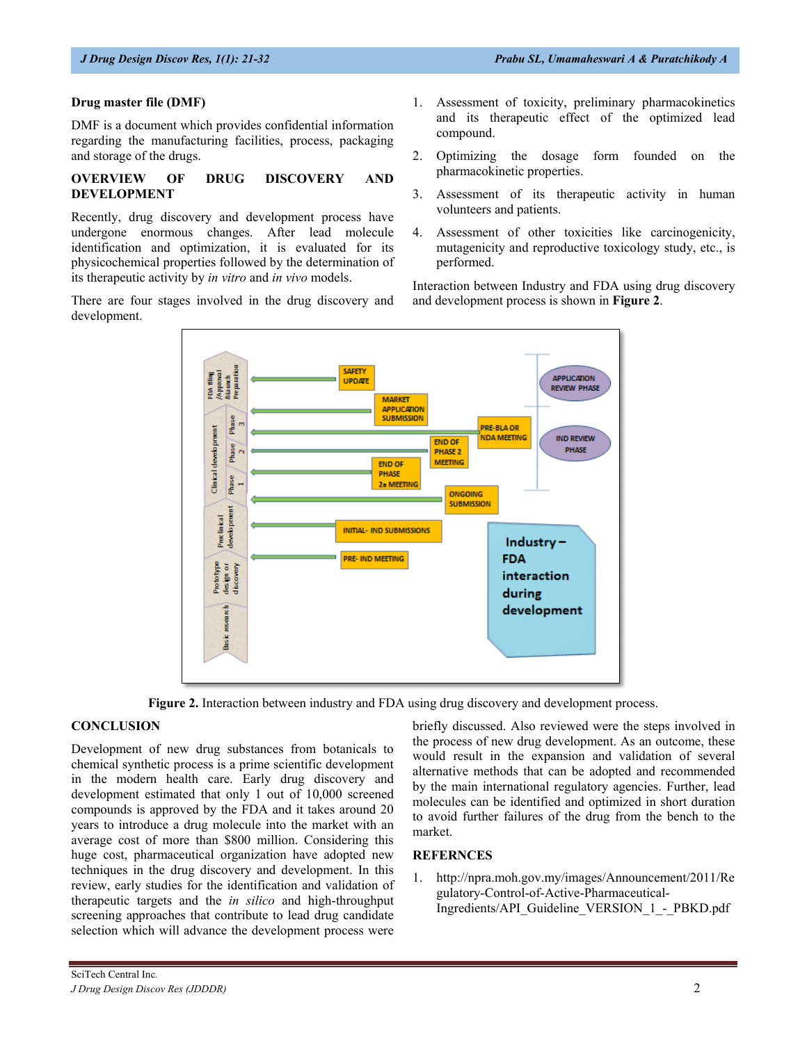### Drug master file (DMF)

DMF is a document which provides confidential information regarding the manufacturing facilities, process, packaging and storage of the drugs.

## OVERVIEW OF DRUG DISCOVERY AND DEVELOPMENT

Recently, drug discovery and development process have undergone enormous changes. After lead molecule identification and optimization, it is evaluated for its physicochemical properties followed by the determination of its therapeutic activity by *in vitro* and *in vivo* models.

There are four stages involved in the drug discovery and development.

1. Assessment of toxicity, preliminary pharmacokinetics and its therapeutic effect of the optimized lead compound.
2. Optimizing the dosage form founded on the pharmacokinetic properties.
3. Assessment of its therapeutic activity in human volunteers and patients.
4. Assessment of other toxicities like carcinogenicity, mutagenicity and reproductive toxicology study, etc., is performed.

Interaction between Industry and FDA using drug discovery and development process is shown in **Figure 2**.

**Figure 2.** Interaction between industry and FDA using drug discovery and development process.

## CONCLUSION

Development of new drug substances from botanicals to chemical synthetic process is a prime scientific development in the modern health care. Early drug discovery and development estimated that only 1 out of 10,000 screened compounds is approved by the FDA and it takes around 20 years to introduce a drug molecule into the market with an average cost of more than $800 million. Considering this huge cost, pharmaceutical organization have adopted new techniques in the drug discovery and development. In this review, early studies for the identification and validation of therapeutic targets and the *in silico* and high-throughput screening approaches that contribute to lead drug candidate selection which will advance the development process were briefly discussed. Also reviewed were the steps involved in the process of new drug development. As an outcome, these would result in the expansion and validation of several alternative methods that can be adopted and recommended by the main international regulatory agencies. Further, lead molecules can be identified and optimized in short duration to avoid further failures of the drug from the bench to the market.

## REFERNCES

1. http://npra.moh.gov.my/images/Announcement/2011/Regulatory-Control-of-Active-Pharmaceutical-Ingredients/API_Guideline_VERSION_1_-_PBKD.pdf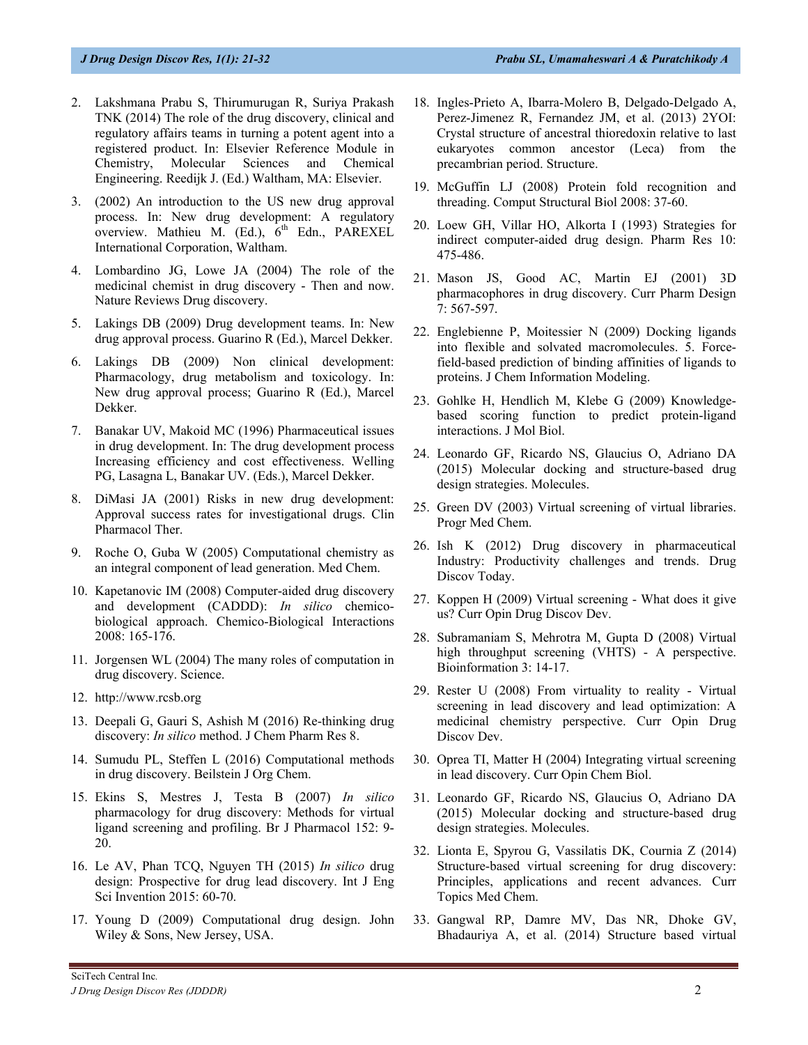2. Lakshmana Prabu S, Thirumurugan R, Suriya Prakash TNK (2014) The role of the drug discovery, clinical and regulatory affairs teams in turning a potent agent into a registered product. In: Elsevier Reference Module in Chemistry, Molecular Sciences and Chemical Engineering. Reedijk J. (Ed.) Waltham, MA: Elsevier.

3. (2002) An introduction to the US new drug approval process. In: New drug development: A regulatory overview. Mathieu M. (Ed.), 6[th] Edn., PAREXEL International Corporation, Waltham.

4. Lombardino JG, Lowe JA (2004) The role of the medicinal chemist in drug discovery - Then and now. Nature Reviews Drug discovery.

5. Lakings DB (2009) Drug development teams. In: New drug approval process. Guarino R (Ed.), Marcel Dekker.

6. Lakings DB (2009) Non clinical development: Pharmacology, drug metabolism and toxicology. In: New drug approval process; Guarino R (Ed.), Marcel Dekker.

7. Banakar UV, Makoid MC (1996) Pharmaceutical issues in drug development. In: The drug development process Increasing efficiency and cost effectiveness. Welling PG, Lasagna L, Banakar UV. (Eds.), Marcel Dekker.

8. DiMasi JA (2001) Risks in new drug development: Approval success rates for investigational drugs. Clin Pharmacol Ther.

9. Roche O, Guba W (2005) Computational chemistry as an integral component of lead generation. Med Chem.

10. Kapetanovic IM (2008) Computer-aided drug discovery and development (CADDD): *In silico* chemico-biological approach. Chemico-Biological Interactions 2008: 165-176.

11. Jorgensen WL (2004) The many roles of computation in drug discovery. Science.

12. http://www.rcsb.org

13. Deepali G, Gauri S, Ashish M (2016) Re-thinking drug discovery: *In silico* method. J Chem Pharm Res 8.

14. Sumudu PL, Steffen L (2016) Computational methods in drug discovery. Beilstein J Org Chem.

15. Ekins S, Mestres J, Testa B (2007) *In silico* pharmacology for drug discovery: Methods for virtual ligand screening and profiling. Br J Pharmacol 152: 9-20.

16. Le AV, Phan TCQ, Nguyen TH (2015) *In silico* drug design: Prospective for drug lead discovery. Int J Eng Sci Invention 2015: 60-70.

17. Young D (2009) Computational drug design. John Wiley & Sons, New Jersey, USA.

18. Ingles-Prieto A, Ibarra-Molero B, Delgado-Delgado A, Perez-Jimenez R, Fernandez JM, et al. (2013) 2YOI: Crystal structure of ancestral thioredoxin relative to last eukaryotes common ancestor (Leca) from the precambrian period. Structure.

19. McGuffin LJ (2008) Protein fold recognition and threading. Comput Structural Biol 2008: 37-60.

20. Loew GH, Villar HO, Alkorta I (1993) Strategies for indirect computer-aided drug design. Pharm Res 10: 475-486.

21. Mason JS, Good AC, Martin EJ (2001) 3D pharmacophores in drug discovery. Curr Pharm Design 7: 567-597.

22. Englebienne P, Moitessier N (2009) Docking ligands into flexible and solvated macromolecules. 5. Force-field-based prediction of binding affinities of ligands to proteins. J Chem Information Modeling.

23. Gohlke H, Hendlich M, Klebe G (2009) Knowledge-based scoring function to predict protein-ligand interactions. J Mol Biol.

24. Leonardo GF, Ricardo NS, Glaucius O, Adriano DA (2015) Molecular docking and structure-based drug design strategies. Molecules.

25. Green DV (2003) Virtual screening of virtual libraries. Progr Med Chem.

26. Ish K (2012) Drug discovery in pharmaceutical Industry: Productivity challenges and trends. Drug Discov Today.

27. Koppen H (2009) Virtual screening - What does it give us? Curr Opin Drug Discov Dev.

28. Subramaniam S, Mehrotra M, Gupta D (2008) Virtual high throughput screening (VHTS) - A perspective. Bioinformation 3: 14-17.

29. Rester U (2008) From virtuality to reality - Virtual screening in lead discovery and lead optimization: A medicinal chemistry perspective. Curr Opin Drug Discov Dev.

30. Oprea TI, Matter H (2004) Integrating virtual screening in lead discovery. Curr Opin Chem Biol.

31. Leonardo GF, Ricardo NS, Glaucius O, Adriano DA (2015) Molecular docking and structure-based drug design strategies. Molecules.

32. Lionta E, Spyrou G, Vassilatis DK, Cournia Z (2014) Structure-based virtual screening for drug discovery: Principles, applications and recent advances. Curr Topics Med Chem.

33. Gangwal RP, Damre MV, Das NR, Dhoke GV, Bhadauriya A, et al. (2014) Structure based virtual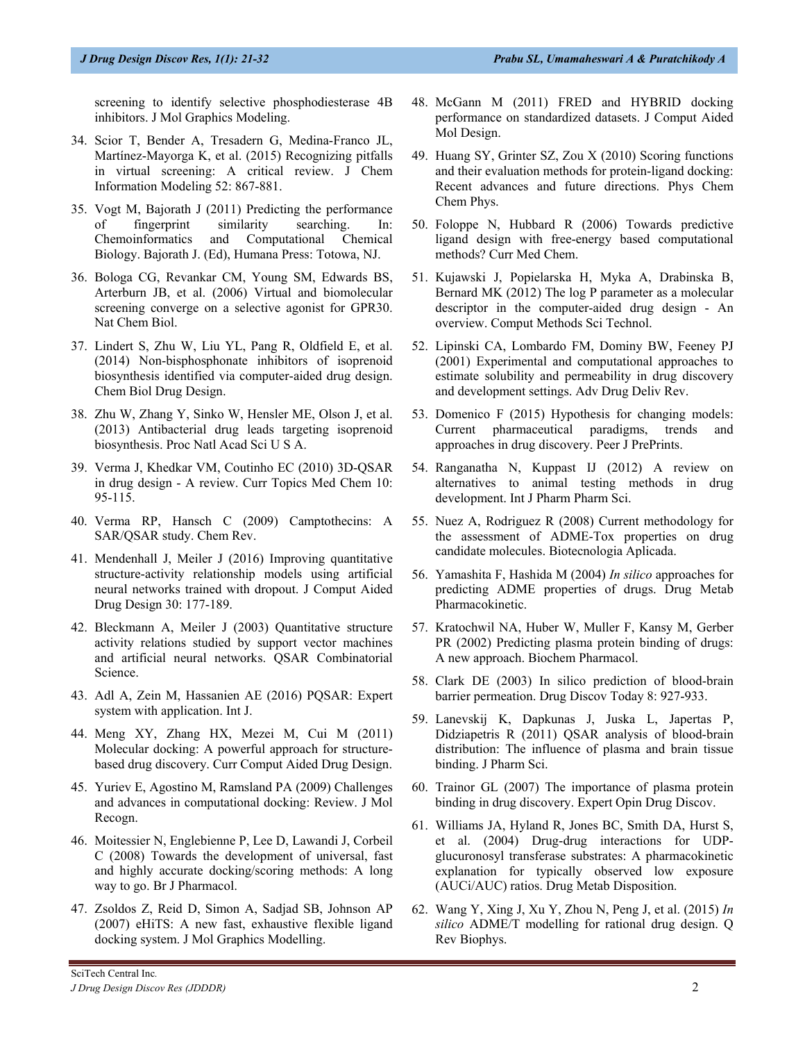screening to identify selective phosphodiesterase 4B inhibitors. J Mol Graphics Modeling.

34. Scior T, Bender A, Tresadern G, Medina-Franco JL, Martínez-Mayorga K, et al. (2015) Recognizing pitfalls in virtual screening: A critical review. J Chem Information Modeling 52: 867-881.

35. Vogt M, Bajorath J (2011) Predicting the performance of fingerprint similarity searching. In: Chemoinformatics and Computational Chemical Biology. Bajorath J. (Ed), Humana Press: Totowa, NJ.

36. Bologa CG, Revankar CM, Young SM, Edwards BS, Arterburn JB, et al. (2006) Virtual and biomolecular screening converge on a selective agonist for GPR30. Nat Chem Biol.

37. Lindert S, Zhu W, Liu YL, Pang R, Oldfield E, et al. (2014) Non-bisphosphonate inhibitors of isoprenoid biosynthesis identified via computer-aided drug design. Chem Biol Drug Design.

38. Zhu W, Zhang Y, Sinko W, Hensler ME, Olson J, et al. (2013) Antibacterial drug leads targeting isoprenoid biosynthesis. Proc Natl Acad Sci U S A.

39. Verma J, Khedkar VM, Coutinho EC (2010) 3D-QSAR in drug design - A review. Curr Topics Med Chem 10: 95-115.

40. Verma RP, Hansch C (2009) Camptothecins: A SAR/QSAR study. Chem Rev.

41. Mendenhall J, Meiler J (2016) Improving quantitative structure-activity relationship models using artificial neural networks trained with dropout. J Comput Aided Drug Design 30: 177-189.

42. Bleckmann A, Meiler J (2003) Quantitative structure activity relations studied by support vector machines and artificial neural networks. QSAR Combinatorial Science.

43. Adl A, Zein M, Hassanien AE (2016) PQSAR: Expert system with application. Int J.

44. Meng XY, Zhang HX, Mezei M, Cui M (2011) Molecular docking: A powerful approach for structure-based drug discovery. Curr Comput Aided Drug Design.

45. Yuriev E, Agostino M, Ramsland PA (2009) Challenges and advances in computational docking: Review. J Mol Recogn.

46. Moitessier N, Englebienne P, Lee D, Lawandi J, Corbeil C (2008) Towards the development of universal, fast and highly accurate docking/scoring methods: A long way to go. Br J Pharmacol.

47. Zsoldos Z, Reid D, Simon A, Sadjad SB, Johnson AP (2007) eHiTS: A new fast, exhaustive flexible ligand docking system. J Mol Graphics Modelling.

48. McGann M (2011) FRED and HYBRID docking performance on standardized datasets. J Comput Aided Mol Design.

49. Huang SY, Grinter SZ, Zou X (2010) Scoring functions and their evaluation methods for protein-ligand docking: Recent advances and future directions. Phys Chem Chem Phys.

50. Foloppe N, Hubbard R (2006) Towards predictive ligand design with free-energy based computational methods? Curr Med Chem.

51. Kujawski J, Popielarska H, Myka A, Drabinska B, Bernard MK (2012) The log P parameter as a molecular descriptor in the computer-aided drug design - An overview. Comput Methods Sci Technol.

52. Lipinski CA, Lombardo FM, Dominy BW, Feeney PJ (2001) Experimental and computational approaches to estimate solubility and permeability in drug discovery and development settings. Adv Drug Deliv Rev.

53. Domenico F (2015) Hypothesis for changing models: Current pharmaceutical paradigms, trends and approaches in drug discovery. Peer J PrePrints.

54. Ranganatha N, Kuppast IJ (2012) A review on alternatives to animal testing methods in drug development. Int J Pharm Pharm Sci.

55. Nuez A, Rodriguez R (2008) Current methodology for the assessment of ADME-Tox properties on drug candidate molecules. Biotecnologia Aplicada.

56. Yamashita F, Hashida M (2004) *In silico* approaches for predicting ADME properties of drugs. Drug Metab Pharmacokinetic.

57. Kratochwil NA, Huber W, Muller F, Kansy M, Gerber PR (2002) Predicting plasma protein binding of drugs: A new approach. Biochem Pharmacol.

58. Clark DE (2003) In silico prediction of blood-brain barrier permeation. Drug Discov Today 8: 927-933.

59. Lanevskij K, Dapkunas J, Juska L, Japertas P, Didziapetris R (2011) QSAR analysis of blood-brain distribution: The influence of plasma and brain tissue binding. J Pharm Sci.

60. Trainor GL (2007) The importance of plasma protein binding in drug discovery. Expert Opin Drug Discov.

61. Williams JA, Hyland R, Jones BC, Smith DA, Hurst S, et al. (2004) Drug-drug interactions for UDP-glucuronosyl transferase substrates: A pharmacokinetic explanation for typically observed low exposure (AUCi/AUC) ratios. Drug Metab Disposition.

62. Wang Y, Xing J, Xu Y, Zhou N, Peng J, et al. (2015) *In silico* ADME/T modelling for rational drug design. Q Rev Biophys.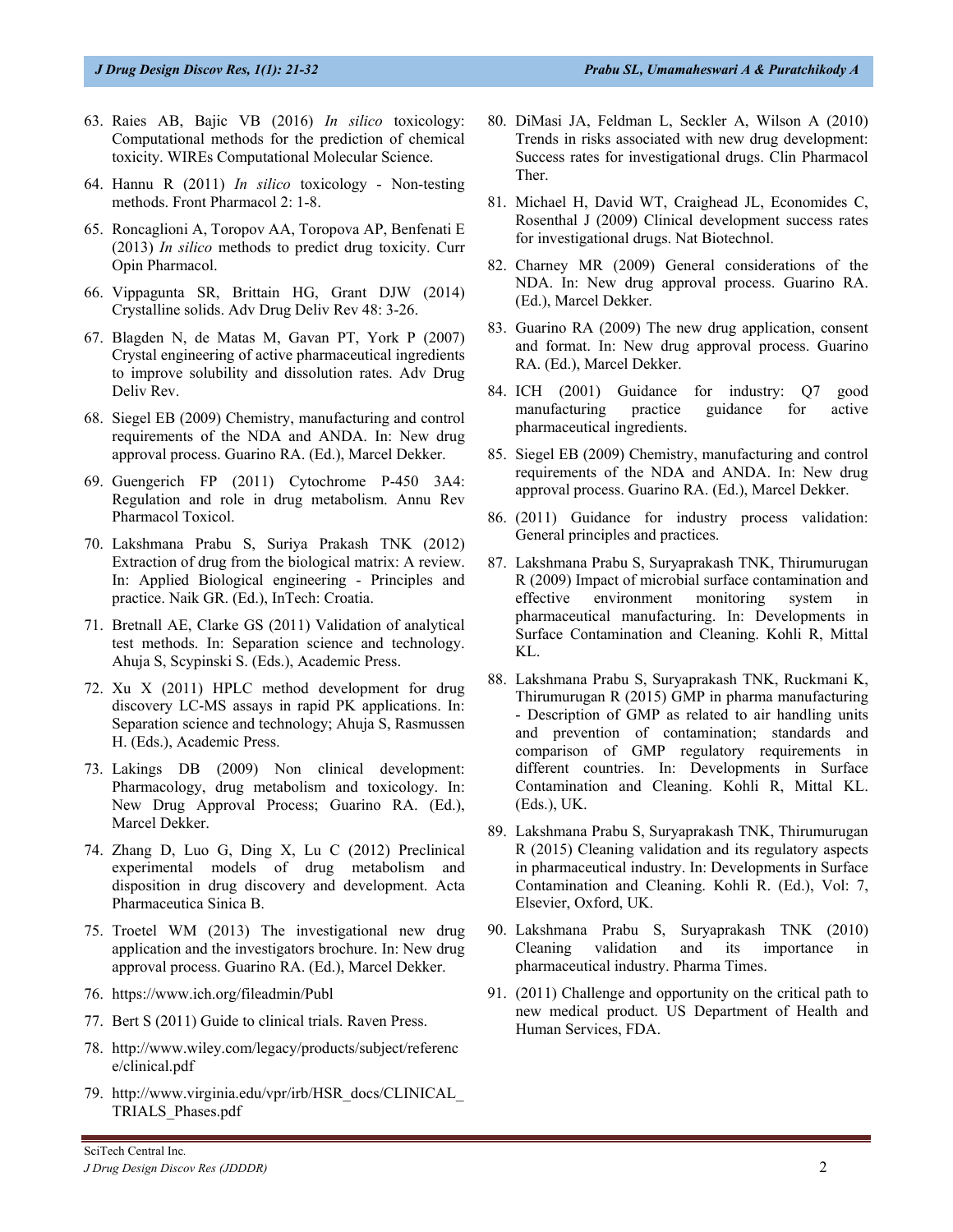63. Raies AB, Bajic VB (2016) *In silico* toxicology: Computational methods for the prediction of chemical toxicity. WIREs Computational Molecular Science.
64. Hannu R (2011) *In silico* toxicology - Non-testing methods. Front Pharmacol 2: 1-8.
65. Roncaglioni A, Toropov AA, Toropova AP, Benfenati E (2013) *In silico* methods to predict drug toxicity. Curr Opin Pharmacol.
66. Vippagunta SR, Brittain HG, Grant DJW (2014) Crystalline solids. Adv Drug Deliv Rev 48: 3-26.
67. Blagden N, de Matas M, Gavan PT, York P (2007) Crystal engineering of active pharmaceutical ingredients to improve solubility and dissolution rates. Adv Drug Deliv Rev.
68. Siegel EB (2009) Chemistry, manufacturing and control requirements of the NDA and ANDA. In: New drug approval process. Guarino RA. (Ed.), Marcel Dekker.
69. Guengerich FP (2011) Cytochrome P-450 3A4: Regulation and role in drug metabolism. Annu Rev Pharmacol Toxicol.
70. Lakshmana Prabu S, Suriya Prakash TNK (2012) Extraction of drug from the biological matrix: A review. In: Applied Biological engineering - Principles and practice. Naik GR. (Ed.), InTech: Croatia.
71. Bretnall AE, Clarke GS (2011) Validation of analytical test methods. In: Separation science and technology. Ahuja S, Scypinski S. (Eds.), Academic Press.
72. Xu X (2011) HPLC method development for drug discovery LC-MS assays in rapid PK applications. In: Separation science and technology; Ahuja S, Rasmussen H. (Eds.), Academic Press.
73. Lakings DB (2009) Non clinical development: Pharmacology, drug metabolism and toxicology. In: New Drug Approval Process; Guarino RA. (Ed.), Marcel Dekker.
74. Zhang D, Luo G, Ding X, Lu C (2012) Preclinical experimental models of drug metabolism and disposition in drug discovery and development. Acta Pharmaceutica Sinica B.
75. Troetel WM (2013) The investigational new drug application and the investigators brochure. In: New drug approval process. Guarino RA. (Ed.), Marcel Dekker.
76. https://www.ich.org/fileadmin/Publ
77. Bert S (2011) Guide to clinical trials. Raven Press.
78. http://www.wiley.com/legacy/products/subject/reference/clinical.pdf
79. http://www.virginia.edu/vpr/irb/HSR_docs/CLINICAL_TRIALS_Phases.pdf
80. DiMasi JA, Feldman L, Seckler A, Wilson A (2010) Trends in risks associated with new drug development: Success rates for investigational drugs. Clin Pharmacol Ther.
81. Michael H, David WT, Craighead JL, Economides C, Rosenthal J (2009) Clinical development success rates for investigational drugs. Nat Biotechnol.
82. Charney MR (2009) General considerations of the NDA. In: New drug approval process. Guarino RA. (Ed.), Marcel Dekker.
83. Guarino RA (2009) The new drug application, consent and format. In: New drug approval process. Guarino RA. (Ed.), Marcel Dekker.
84. ICH (2001) Guidance for industry: Q7 good manufacturing practice guidance for active pharmaceutical ingredients.
85. Siegel EB (2009) Chemistry, manufacturing and control requirements of the NDA and ANDA. In: New drug approval process. Guarino RA. (Ed.), Marcel Dekker.
86. (2011) Guidance for industry process validation: General principles and practices.
87. Lakshmana Prabu S, Suryaprakash TNK, Thirumurugan R (2009) Impact of microbial surface contamination and effective environment monitoring system in pharmaceutical manufacturing. In: Developments in Surface Contamination and Cleaning. Kohli R, Mittal KL.
88. Lakshmana Prabu S, Suryaprakash TNK, Ruckmani K, Thirumurugan R (2015) GMP in pharma manufacturing - Description of GMP as related to air handling units and prevention of contamination; standards and comparison of GMP regulatory requirements in different countries. In: Developments in Surface Contamination and Cleaning. Kohli R, Mittal KL. (Eds.), UK.
89. Lakshmana Prabu S, Suryaprakash TNK, Thirumurugan R (2015) Cleaning validation and its regulatory aspects in pharmaceutical industry. In: Developments in Surface Contamination and Cleaning. Kohli R. (Ed.), Vol: 7, Elsevier, Oxford, UK.
90. Lakshmana Prabu S, Suryaprakash TNK (2010) Cleaning validation and its importance in pharmaceutical industry. Pharma Times.
91. (2011) Challenge and opportunity on the critical path to new medical product. US Department of Health and Human Services, FDA.